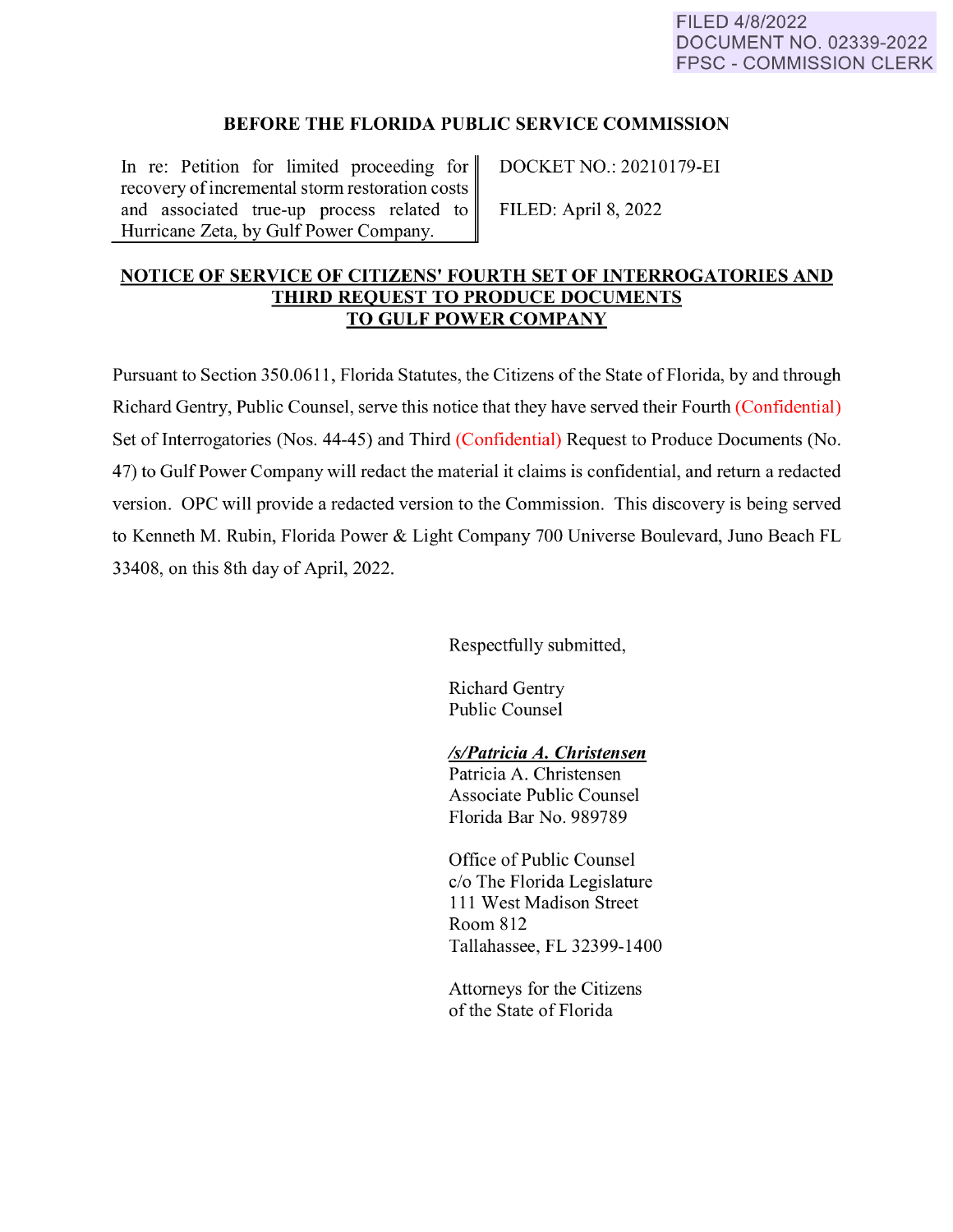FILED 4/8/2022
DOCUMENT NO. 02339-2022
FPSC - COMMISSION CLERK

**BEFORE THE FLORIDA PUBLIC SERVICE COMMISSION**

| In re: Petition for limited proceeding for recovery of incremental storm restoration costs and associated true-up process related to Hurricane Zeta, by Gulf Power Company. | DOCKET NO.: 20210179-EI<br><br>FILED: April 8, 2022 |
|---|---|

**NOTICE OF SERVICE OF CITIZENS' FOURTH SET OF INTERROGATORIES AND THIRD REQUEST TO PRODUCE DOCUMENTS TO GULF POWER COMPANY**

Pursuant to Section 350.0611, Florida Statutes, the Citizens of the State of Florida, by and through Richard Gentry, Public Counsel, serve this notice that they have served their Fourth (Confidential) Set of Interrogatories (Nos. 44-45) and Third (Confidential) Request to Produce Documents (No. 47) to Gulf Power Company will redact the material it claims is confidential, and return a redacted version. OPC will provide a redacted version to the Commission. This discovery is being served to Kenneth M. Rubin, Florida Power & Light Company 700 Universe Boulevard, Juno Beach FL 33408, on this 8th day of April, 2022.

Respectfully submitted,

Richard Gentry
Public Counsel

***/s/Patricia A. Christensen***
Patricia A. Christensen
Associate Public Counsel
Florida Bar No. 989789

Office of Public Counsel
c/o The Florida Legislature
111 West Madison Street
Room 812
Tallahassee, FL 32399-1400

Attorneys for the Citizens
of the State of Florida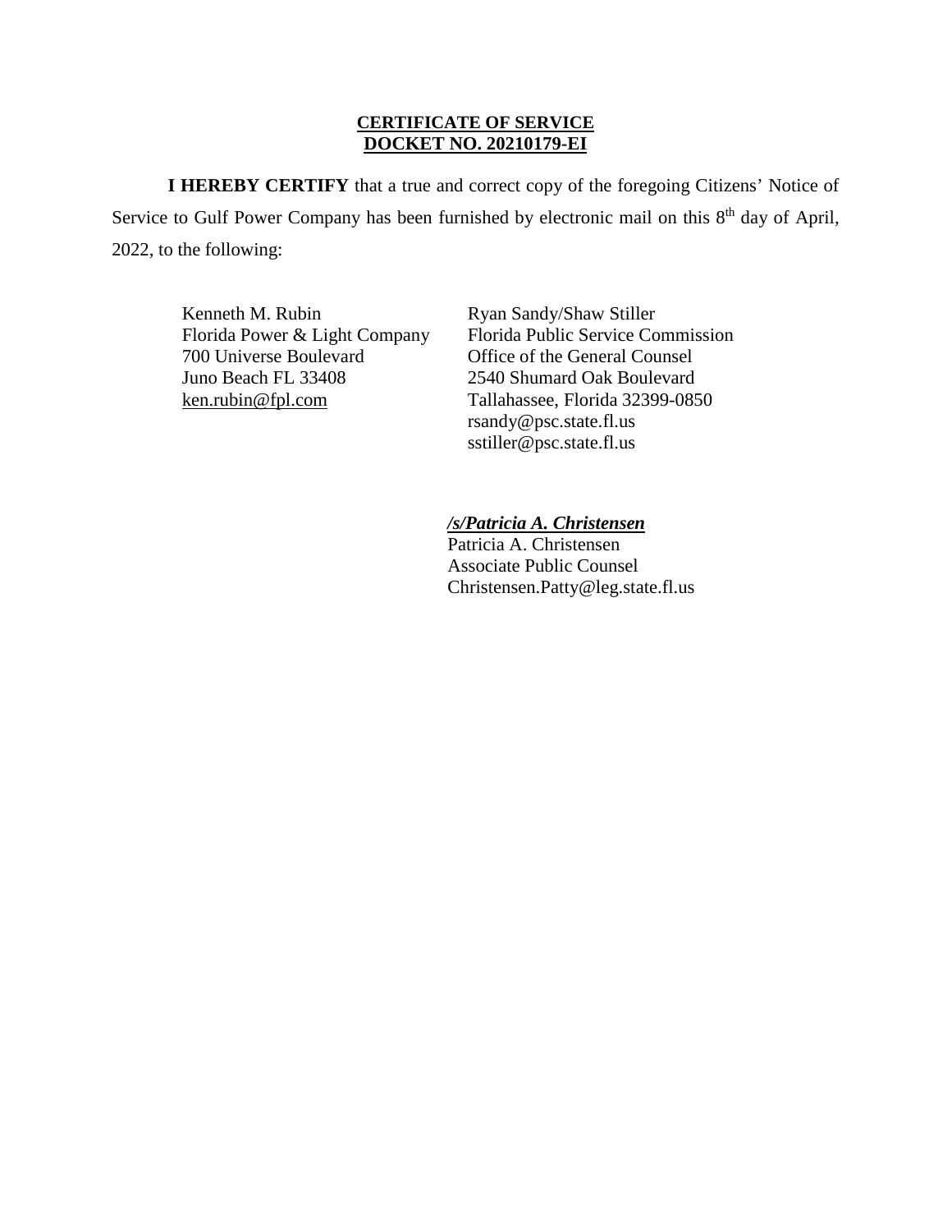**CERTIFICATE OF SERVICE**
**DOCKET NO. 20210179-EI**

**I HEREBY CERTIFY** that a true and correct copy of the foregoing Citizens' Notice of Service to Gulf Power Company has been furnished by electronic mail on this 8th day of April, 2022, to the following:

Kenneth M. Rubin
Florida Power & Light Company
700 Universe Boulevard
Juno Beach FL 33408
ken.rubin@fpl.com

Ryan Sandy/Shaw Stiller
Florida Public Service Commission
Office of the General Counsel
2540 Shumard Oak Boulevard
Tallahassee, Florida 32399-0850
rsandy@psc.state.fl.us
sstiller@psc.state.fl.us

***/s/Patricia A. Christensen***
Patricia A. Christensen
Associate Public Counsel
Christensen.Patty@leg.state.fl.us